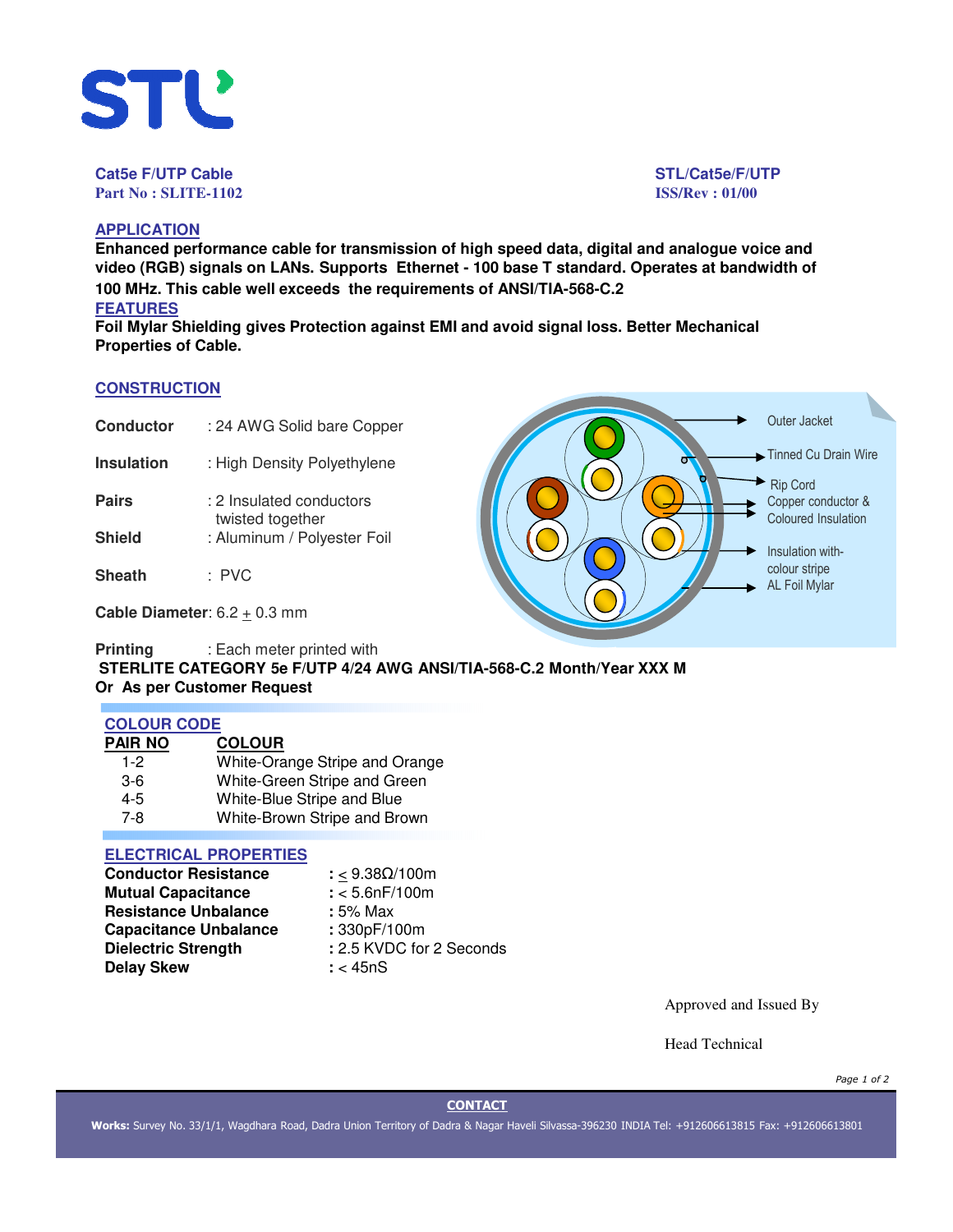STL

**Cat5e F/UTP Cable**
**Part No : SLITE-1102**

**STL/Cat5e/F/UTP**
**ISS/Rev : 01/00**

## APPLICATION

**Enhanced performance cable for transmission of high speed data, digital and analogue voice and video (RGB) signals on LANs. Supports Ethernet - 100 base T standard. Operates at bandwidth of 100 MHz. This cable well exceeds the requirements of ANSI/TIA-568-C.2**

## FEATURES

**Foil Mylar Shielding gives Protection against EMI and avoid signal loss. Better Mechanical Properties of Cable.**

## CONSTRUCTION

**Conductor** : 24 AWG Solid bare Copper

**Insulation** : High Density Polyethylene

**Pairs** : 2 Insulated conductors twisted together

**Shield** : Aluminum / Polyester Foil

**Sheath** : PVC

**Cable Diameter**: 6.2 ± 0.3 mm

Outer Jacket
Tinned Cu Drain Wire
Rip Cord
Copper conductor & Coloured Insulation
Insulation with-colour stripe
AL Foil Mylar

**Printing** : Each meter printed with
**STERLITE CATEGORY 5e F/UTP 4/24 AWG ANSI/TIA-568-C.2 Month/Year XXX M**
**Or As per Customer Request**

## COLOUR CODE

| PAIR NO | COLOUR |
|---|---|
| 1-2 | White-Orange Stripe and Orange |
| 3-6 | White-Green Stripe and Green |
| 4-5 | White-Blue Stripe and Blue |
| 7-8 | White-Brown Stripe and Brown |

## ELECTRICAL PROPERTIES

| | |
|---|---|
| **Conductor Resistance** | : ≤ 9.38Ω/100m |
| **Mutual Capacitance** | : < 5.6nF/100m |
| **Resistance Unbalance** | : 5% Max |
| **Capacitance Unbalance** | : 330pF/100m |
| **Dielectric Strength** | : 2.5 KVDC for 2 Seconds |
| **Delay Skew** | : < 45nS |

Approved and Issued By

Head Technical

**CONTACT**

**Works:** Survey No. 33/1/1, Wagdhara Road, Dadra Union Territory of Dadra & Nagar Haveli Silvassa-396230 INDIA Tel: +912606613815 Fax: +912606613801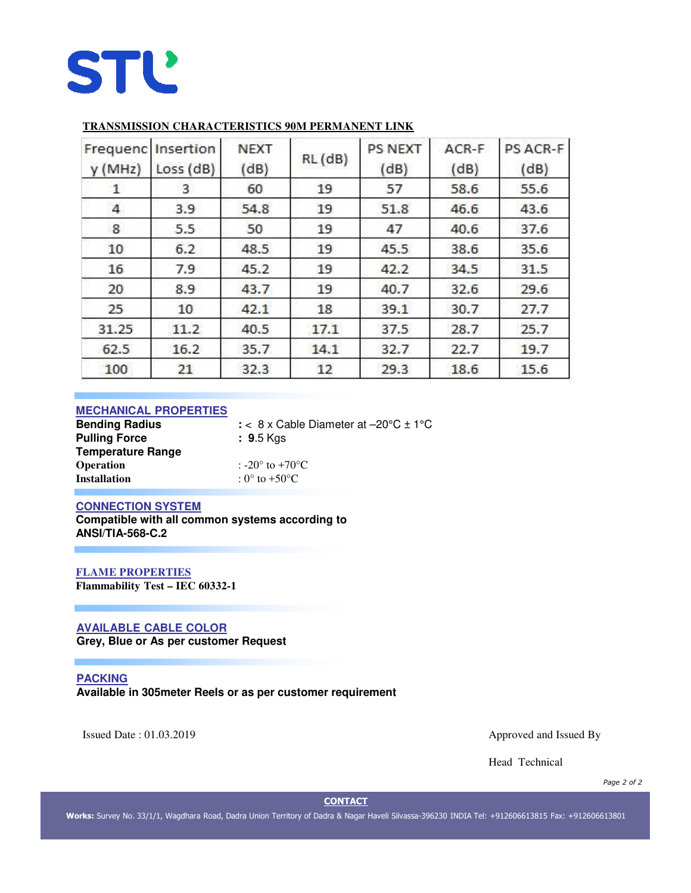STL

**TRANSMISSION CHARACTERISTICS 90M PERMANENT LINK**

| Frequency (MHz) | Insertion Loss (dB) | NEXT (dB) | RL (dB) | PS NEXT (dB) | ACR-F (dB) | PS ACR-F (dB) |
|---|---|---|---|---|---|---|
| 1 | 3 | 60 | 19 | 57 | 58.6 | 55.6 |
| 4 | 3.9 | 54.8 | 19 | 51.8 | 46.6 | 43.6 |
| 8 | 5.5 | 50 | 19 | 47 | 40.6 | 37.6 |
| 10 | 6.2 | 48.5 | 19 | 45.5 | 38.6 | 35.6 |
| 16 | 7.9 | 45.2 | 19 | 42.2 | 34.5 | 31.5 |
| 20 | 8.9 | 43.7 | 19 | 40.7 | 32.6 | 29.6 |
| 25 | 10 | 42.1 | 18 | 39.1 | 30.7 | 27.7 |
| 31.25 | 11.2 | 40.5 | 17.1 | 37.5 | 28.7 | 25.7 |
| 62.5 | 16.2 | 35.7 | 14.1 | 32.7 | 22.7 | 19.7 |
| 100 | 21 | 32.3 | 12 | 29.3 | 18.6 | 15.6 |

## MECHANICAL PROPERTIES

**Bending Radius** : < 8 x Cable Diameter at –20°C ± 1°C
**Pulling Force** : 9.5 Kgs
**Temperature Range**
**Operation** : -20° to +70°C
**Installation** : 0° to +50°C

## CONNECTION SYSTEM

**Compatible with all common systems according to ANSI/TIA-568-C.2**

## FLAME PROPERTIES

**Flammability Test – IEC 60332-1**

## AVAILABLE CABLE COLOR

**Grey, Blue or As per customer Request**

## PACKING

**Available in 305meter Reels or as per customer requirement**

Issued Date : 01.03.2019

Approved and Issued By

Head Technical

**CONTACT**

**Works:** Survey No. 33/1/1, Wagdhara Road, Dadra Union Territory of Dadra & Nagar Haveli Silvassa-396230 INDIA Tel: +912606613815 Fax: +912606613801